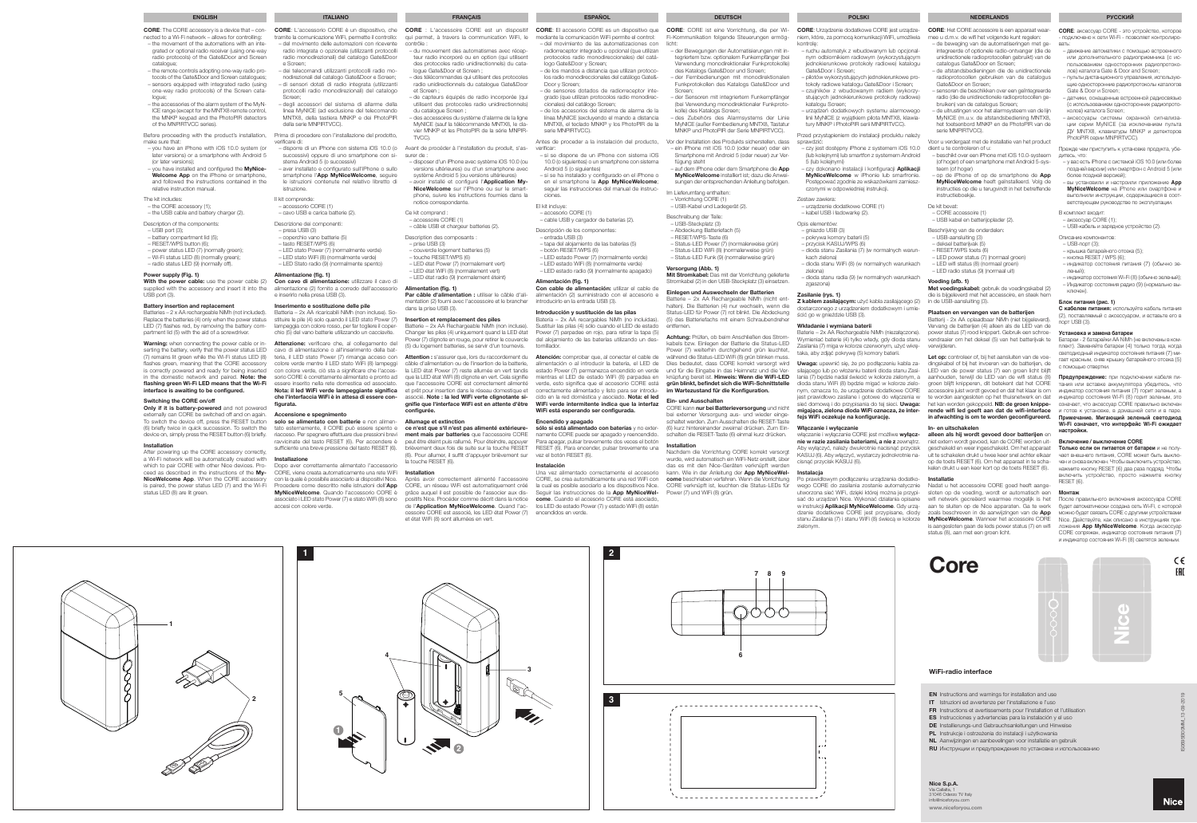## ENGLISH

**CORE**: The CORE accessory is a device that – connected to a Wi-Fi network – allows for controlling:
– the movement of the automations with an integrated or optional radio receiver (using one-way radio protocols) of the Gate&Door and Screen catalogue;
– the remote controls adopting one-way radio protocols of the Gate&Door and Screen catalogues;
– sensors equipped with integrated radio (using one-way radio protocols) of the Screen catalogue;
– the accessories of the alarm system of the MyNICE range (except for the MNTX8 remote control, the MNKP keypad and the PhotoPIR detectors of the MNPIRTVCC series).

Before proceeding with the product's installation, make sure that:
– you have an iPhone with iOS 10.0 system (or later versions) or a smartphone with Android 5 (or later versions);
– you have installed and configured the **MyNice-Welcome App** on the iPhone or smartphone, and followed the instructions contained in the relative instruction manual.

The kit includes:
– the CORE accessory (1);
– the USB cable and battery charger (2).

Description of the components:
– USB port (3);
– battery compartment lid (5);
– RESET/WPS button (6);
– power status LED (7) (normally green);
– Wi-Fi status LED (8) (normally green);
– radio status LED (9) (normally off).

**Power supply (Fig. 1)**
**With the power cable:** use the power cable (2) supplied with the accessory and insert it into the USB port (3).

**Battery insertion and replacement**
Batteries – 2 x AA rechargeable NiMH (not included). Replace the batteries (4) only when the power status LED (7) flashes red, by removing the battery compartment lid (5) with the aid of a screwdriver.

**Warning:** when connecting the power cable or inserting the battery, verify that the power status LED (7) remains lit green while the Wi-Fi status LED (8) flashes green, meaning that the CORE accessory is correctly powered and ready for being inserted in the domestic network and paired. **Note: the flashing green Wi-Fi LED means that the Wi-Fi interface is awaiting to be configured.**

**Switching the CORE on/off**
**Only if it is battery-powered** and not powered externally can CORE be switched off and on again. To switch the device off, press the RESET button (6) briefly twice in quick succession. To switch the device on, simply press the RESET button (6) briefly.

**Installation**
After powering up the CORE accessory correctly, a Wi-Fi network will be automatically created with which to pair CORE with other Nice devices. Proceed as described in the instructions of the **My-NiceWelcome App**. When the CORE accessory is paired, the power status LED (7) and the Wi-Fi status LED (8) are lit green.

## ITALIANO

**CORE**: L'accessorio CORE è un dispositivo, che tramite la comunicazione WiFi, permette il controllo:
– del movimento delle automazioni con ricevente radio integrata o opzionale (utilizzanti protocolli radio monodirezionali) del catalogo Gate&Door e Screen;
– dei telecomandi utilizzanti protocolli radio monodirezionali del catalogo Gate&Door e Screen;
– di sensori dotati di radio integrata (utilizzanti protocolli radio monodirezionali) del catalogo Screen;
– degli accessori del sistema di allarme della linea MyNICE (ad esclusione del telecomando MNTX8, della tastiera MNKP e dei PhotoPIR della serie MNPIRTVCC).

Prima di procedere con l'installazione del prodotto, verificare di:
– disporre di un iPhone con sistema iOS 10.0 (o successivi) oppure di uno smartphone con sistema Android 5 (o successivi)
– aver installato e configurato sull'iPhone o sullo smartphone l'**App MyNiceWelcome**, seguire le istruzioni contenute nel relativo libretto di istruzioni.

Il kit comprende:
– accessorio CORE (1)
– cavo USB e carica batterie (2).

Descrizione dei componenti:
– presa USB (3)
– coperchio vano batterie (5)
– tasto RESET/WPS (6)
– LED stato Power (7) (normalmente verde)
– LED stato WiFi (8) (normalmente verde)
– LED Stato radio (9) (normalmente spento)

**Alimentazione (fig. 1)**
**Con cavo di alimentazione:** utilizzare il cavo di alimentazione (2) fornito a corredo dell'accessorio e inserirlo nella presa USB (3).

**Inserimento e sostituzione delle pile**
Batteria – 2x AA ricaricabili NiMh (non incluse). Sostituire le pile (4) solo quando il LED stato Power (7) lampeggia con colore rosso, per far togliere il coperchio (5) del vano batterie utilizzando un cacciavite.

**Attenzione:** verificare che, al collegamento del cavo di alimentazione o all'inserimento della batteria, il LED stato Power (7) rimanga acceso con colore verde mentre il LED stato WiFi (8) lampeggi con colore verde, ciò sta a significare che l'accessorio CORE è correttamente alimentato e pronto ad essere inserito nella rete domestica ed associato. **Nota: il led WiFi verde lampeggiante significa che l'interfaccia WiFi è in attesa di essere configurata.**

**Accensione e spegnimento**
**solo se alimentato con batterie** e non alimentato esternamente, il CORE può essere spento e riacceso. Per spegnere effettuare due pressioni brevi ravvicinate del tasto RESET (6). Per accendere è sufficiente una breve pressione del tasto RESET (6).

**Installazione**
Dopo aver correttamente alimentato l'accessorio CORE, viene creata automaticamente una rete WiFi con la quale è possibile associarlo ai dispositivi Nice. Procedere come descritto nelle istruzioni dell'**App MyNiceWelcome**. Quando l'accessorio CORE è associato i LED stato Power (7) e stato WiFi (8) sono accesi con colore verde.

## FRANÇAIS

**CORE** : L'accessoire CORE est un dispositif qui permet, à travers la communication WiFi, le contrôle :
– du mouvement des automatismes avec récepteur radio incorporé ou en option (qui utilisent des protocoles radio unidirectionnels) du catalogue Gate&Door et Screen ;
– des télécommandes qui utilisent des protocoles radio unidirectionnels du catalogue Gate&Door et Screen ;
– de capteurs équipés de radio incorporée (qui utilisent des protocoles radio unidirectionnels) du catalogue Screen ;
– des accessoires du système d'alarme de la ligne MyNICE (sauf la télécommande MNTX8, le clavier MNKP et les PhotoPIR de la série MNPIRTVCC).

Avant de procéder à l'installation du produit, s'assurer de :
– disposer d'un iPhone avec système iOS 10.0 (ou versions ultérieures) ou d'un smartphone avec système Android 5 (ou versions ultérieures)
– avoir installé et configuré l'**Application My-NiceWelcome** sur l'iPhone ou sur le smartphone, suivre les instructions fournies dans la notice correspondante.

Ce kit comprend :
– accessoire CORE (1)
– câble USB et chargeur batteries (2).

Description des composants :
– prise USB (3)
– couvercle logement batteries (5)
– touche RESET/WPS (6)
– LED état Power (7) (normalement vert)
– LED état WiFi (8) (normalement vert)
– LED état radio (9) (normalement éteint)

**Alimentation (fig. 1)**
**Par câble d'alimentation :** utiliser le câble d'alimentation (2) fourni avec l'accessoire et le brancher dans la prise USB (3).

**Insertion et remplacement des piles**
Batterie – 2x AA Rechargeable NiMh (non incluse). Changer les piles (4) uniquement quand la LED état Power (7) clignote en rouge, pour retirer le couvercle (5) du logement batteries, se servir d'un tournevis.

**Attention :** s'assurer que, lors du raccordement du câble d'alimentation ou de l'insertion de la batterie, la LED état Power (7) reste allumée en vert tandis que la LED état WiFi (8) clignote en vert. Cela signifie que l'accessoire CORE est correctement alimenté et prêt pour insertion dans le réseau domestique et associé. **Note : la led WiFi verte clignotante signifie que l'interface WiFi est en attente d'être configurée.**

**Allumage et extinction**
**ce n'est que s'il n'est pas alimenté extérieurement mais par batteries** que l'accessoire CORE peut être éteint puis rallumé. Pour éteindre, appuyer brièvement deux fois de suite sur la touche RESET (6). Pour allumer, il suffit d'appuyer brièvement sur la touche RESET (6).

**Installation**
Après avoir correctement alimenté l'accessoire CORE, un réseau WiFi est automatiquement créé grâce auquel il est possible de l'associer aux dispositifs Nice. Procéder comme décrit dans la notice de l'**Application MyNiceWelcome**. Quand l'accessoire CORE est associé, les LED état Power (7) et état WiFi (8) sont allumées en vert.

## ESPAÑOL

**CORE**: El accesorio CORE es un dispositivo que mediante la comunicación WiFi permite el control:
– del movimiento de las automatizaciones con radiorreceptor integrado u opcional (que utilizan protocolos radio monodireccionales) del catálogo Gate&Door y Screen;
– de los mandos a distancia que utilizan protocolos radio monodireccionales del catálogo Gate&Door y Screen;
– de sensores dotados de radiorreceptor integrado (que utilizan protocolos radio monodireccionales) del catálogo Screen;
– de los accesorios del sistema de alarma de la línea MyNICE (excluyendo el mando a distancia MNTX8, el teclado MNKP y los PhotoPIR de la serie MNPIRTVCC).

Antes de proceder a la instalación del producto, verificar:
– si se dispone de un iPhone con sistema iOS 10.0 (o siguientes) o un smartphone con sistema Android 5 (o siguientes)
– si se ha instalado y configurado en el iPhone o en el smartphone la **App MyNiceWelcome**; seguir las instrucciones del manual de instrucciones.

El kit incluye:
– accesorio CORE (1)
– cable USB y cargador de baterías (2).

Descripción de los componentes:
– entrada USB (3)
– tapa del alojamiento de las baterías (5)
– botón RESET/WPS (6)
– LED estado Power (7) (normalmente verde)
– LED estado WiFi (8) (normalmente verde)
– LED estado radio (9) (normalmente apagado)

**Alimentación (fig. 1)**
**Con cable de alimentación:** utilizar el cable de alimentación (2) suministrado con el accesorio e introducirlo en la entrada USB (3).

**Introducción y sustitución de las pilas**
Batería – 2x AA recargables NiMh (no incluidas). Sustituir las pilas (4) sólo cuando el LED de estado Power (7) parpadee en rojo, para retirar la tapa (5) del alojamiento de las baterías utilizando un destornillador.

**Atención:** comprobar que, al conectar el cable de alimentación o al introducir la batería, el LED de estado Power (7) permanezca encendido en verde mientras el LED de estado WiFi (8) parpadea en verde, esto significa que el accesorio CORE está correctamente alimentado y listo para ser introducido en la red doméstica y asociado. **Nota: el led WiFi verde intermitente indica que la interfaz WiFi está esperando ser configurada.**

**Encendido y apagado**
**sólo si está alimentado con baterías** y no externamente CORE puede ser apagado y reencendido. Para apagar, pulsar brevemente dos veces el botón RESET (6). Para encender, pulsar brevemente una vez el botón RESET (6).

**Instalación**
Una vez alimentado correctamente el accesorio CORE, se crea automáticamente una red WiFi con la cual es posible asociarlo a los dispositivos Nice. Seguir las instrucciones de la **App MyNiceWelcome**. Cuando el accesorio CORE está asociado, los LED de estado Power (7) y estado WiFi (8) están encendidos en verde.

## DEUTSCH

**CORE**: CORE ist eine Vorrichtung, die per Wi-Fi-Kommunikation folgende Steuerungen ermöglicht:
– der Bewegungen der Automatisierungen mit integriertem bzw. optionalem Funkempfänger (bei Verwendung monodirektionaler Funkprotokolle) des Katalogs Gate&Door und Screen;
– der Fernbedienungen mit monodirektionalen Funkprotokollen des Katalogs Gate&Door und Screen;
– der Sensoren mit integriertem Funkempfänger (bei Verwendung monodirektionaler Funkprotokolle) des Katalogs Screen;
– des Zubehörs des Alarmsystems der Linie MyNICE (außer Fernbedienung MNTX8, Tastatur MNKP und PhotoPIR der Serie MNPIRTVCC).

Vor der Installation des Produkts sicherstellen, dass
– ein iPhone mit iOS 10.0 (oder neuer) oder ein Smartphone mit Android 5 (oder neuer) zur Verfügung steht
– auf dem iPhone oder dem Smartphone die **App MyNiceWelcome** installiert ist; dazu die Anweisungen der entsprechenden Anleitung befolgen.

Im Lieferumfang enthalten:
– Vorrichtung CORE (1)
– USB-Kabel und Ladegerät (2).

Beschreibung der Teile:
– USB-Steckplatz (3)
– Abdeckung Batteriefach (5)
– RESET/WPS-Taste (6)
– Status-LED Power (7) (normalerweise grün)
– Status-LED WiFi (8) (normalerweise grün)
– Status-LED Funk (9) (normalerweise grün)

**Versorgung (Abb. 1)**
**Mit Stromkabel:** Das mit der Vorrichtung gelieferte Stromkabel (2) in den USB-Steckplatz (3) einsetzen.

**Einlegen und Auswechseln der Batterien**
Batterie – 2x AA Rechargeable NiMH (nicht enthalten). Die Batterien (4) nur wechseln, wenn die Status-LED für Power (7) rot blinkt. Die Abdeckung (5) des Batteriefachs mit einem Schraubendreher entfernen.

**Achtung:** Prüfen, ob beim Anschließen des Stromkabels bzw. Einlegen der Batterie die Status-LED Power (7) weiterhin durchgehend grün leuchtet, während die Status-LED WiFi (8) grün blinken muss. Dies bedeutet, dass CORE korrekt versorgt wird und für die Eingabe in das Heimnetz und die Verknüpfung bereit ist. **Hinweis: Wenn die WiFi-LED grün blinkt, befindet sich die WiFi-Schnittstelle im Wartezustand für die Konfiguration.**

**Ein- und Ausschalten**
CORE kann **nur bei Batterieversorgung** und nicht bei externer Versorgung aus- und wieder eingeschaltet werden. Zum Ausschalten die RESET-Taste (6) kurz hintereinander zweimal drücken. Zum Einschalten die RESET-Taste (6) einmal kurz drücken.

**Installation**
Nachdem die Vorrichtung CORE korrekt versorgt wurde, wird automatisch ein WiFi-Netz erstellt, über das es mit den Nice-Geräten verknüpft werden kann. Wie in der Anleitung der **App MyNiceWelcome** beschrieben verfahren. Wenn die Vorrichtung CORE verknüpft ist, leuchten die Status-LEDs für Power (7) und WiFi (8) grün.

## POLSKI

**CORE**: Urządzenie dodatkowe CORE jest urządzeniem, które, za pomocą komunikacji WiFi, umożliwia kontrolę:
– ruchu automatyk z wbudowanym lub opcjonalnym odbiornikiem radiowym (wykorzystującym jednokierunkowe protokoły radiowe) katalogu Gate&Door i Screen;
– pilotów wykorzystujących jednokierunkowe protokoły radiowe katalogu Gate&Door i Screen;
– czujników z wbudowanym radiem (wykorzystujących jednokierunkowe protokoły radiowe) katalogu Screen;
– urządzeń dodatkowych systemu alarmowego linii MyNICE (z wyjątkiem pilota MNTX8, klawiatury MNKP i PhotoPIR serii MNPIRTVCC).

Przed przystąpieniem do instalacji produktu należy sprawdzić:
– czy jest dostępny iPhone z systemem iOS 10.0 (lub kolejnymi) lub smartfon z systemem Android 5 (lub kolejnymi)
– czy dokonano instalacji i konfiguracji **Aplikacji MyNiceWelcome** w iPhonie lub smartfonie. Postępować zgodnie ze wskazówkami zamieszczonymi w odpowiedniej instrukcji.

Zestaw zawiera:
– urządzenie dodatkowe CORE (1)
– kabel USB i ładowarkę (2).

Opis elementów:
– gniazdo USB (3)
– pokrywa komory baterii (5)
– przycisk KASUJ/WPS (6)
– dioda stanu Zasilania (7) (w normalnych warunkach zielona)
– dioda stanu WiFi (8) (w normalnych warunkach zielona)
– dioda stanu radia (9) (w normalnych warunkach zgaszona)

**Zasilanie (rys. 1)**
**Z kablem zasilającym:** użyć kabla zasilającego (2) dostarczonego z urządzeniem dodatkowym i umieścić go w gnieździe USB (3).

**Wkładanie i wymiana baterii**
Baterie – 2x AA Rechargeable NiMh (niezałączone). Wymieniać baterie (4) tylko wtedy, gdy dioda stanu Zasilania (7) miga w kolorze czerwonym, użyć wkrętaka, aby zdjąć pokrywę (5) komory baterii.

**Uwaga:** upewnić się, że po podłączeniu kabla zasilającego lub po włożeniu baterii dioda stanu Zasilania (7) będzie nadal świecić w kolorze zielonym, a dioda stanu WiFi (8) będzie migać w kolorze zielonym, oznacza to, że urządzenie dodatkowe CORE jest prawidłowo zasilane i gotowe do włączenia w sieć domową i do przypisania do tej sieci. **Uwaga: migająca, zielona dioda WiFi oznacza, że interfejs WiFi oczekuje na konfigurację.**

**Włączanie i wyłączanie**
Włączanie i wyłączanie CORE jest możliwe **wyłącznie w razie zasilania bateriami, a nie z** zewnątrz. Aby wyłączyć, należy dwukrotnie nacisnąć przycisk KASUJ (6). Aby włączyć, wystarczy jednokrotnie nacisnąć przycisk KASUJ (6).

**Instalacja**
Po prawidłowym podłączeniu urządzenia dodatkowego CORE do zasilania zostanie automatycznie utworzona sieć WiFi, dzięki której można je przypisać do urządzeń Nice. Wykonać działania opisane w instrukcji **Aplikacji MyNiceWelcome**. Gdy urządzenie dodatkowe CORE jest przypisane, diody stanu Zasilania (7) i stanu WiFi (8) świecą w kolorze zielonym.

## NEDERLANDS

**CORE**: Het CORE accessoire is een apparaat waarmee u d.m.v. de wifi het volgende kunt regelen:
– de beweging van de automatiseringen met geïntegreerde of optionele radio-ontvanger (die de unidirectionele radioprotocollen gebruikt) van de catalogus Gate&Door en Screen;
– de afstandsbedieningen die de unidirectionele radioprotocollen gebruiken van de catalogus Gate&Door en Screen;
– sensoren die beschikken over een geïntegreerde radio (die de unidirectionele radioprotocollen gebruiken) van de catalogus Screen;
– de uitrustingen voor het alarmsysteem van de lijn MyNICE (m.u.v. de afstandsbediening MNTX8, het toetsenbord MNKP en de PhotoPIR van de serie MNPIRTVCC).

Voor u verdergaat met de installatie van het product dient u te controleren of u:
– beschikt over een iPhone met iOS 10.0-systeem (of hoger) of een smartphone met Android 5-systeem (of hoger)
– op de iPhone of op de smartphone de **App MyNiceWelcome** heeft geïnstalleerd. Volg de instructies op die u terugvindt in het betreffende instructieboekje.

De kit bevat:
– CORE accessoire (1)
– USB kabel en batterijoplader (2).

Beschrijving van de onderdelen:
– USB-aansluiting (3)
– deksel batterijvak (5)
– RESET/WPS toets (6)
– LED power status (7) (normaal groen)
– LED wifi status (8) (normaal groen)
– LED radio status (9) (normaal uit)

**Voeding (afb. 1)**
**Met voedingskabel:** gebruik de voedingskabel (2) die is bijgeleverd met het accessoire, en steek hem in de USB-aansluiting (3).

**Plaatsen en vervangen van de batterijen**
Batterij - 2x AA oplaadbaar NiMh (niet bijgeleverd). Vervang de batterijen (4) alleen als de LED van de power status (7) rood knippert. Gebruik een schroevendraaier om het deksel (5) van het batterijvak te verwijderen.

**Let op:** controleer of, bij het aansluiten van de voedingskabel of bij het invoeren van de batterijen, de LED van de power status (7) een groen licht blijft aanhouden, terwijl de LED van de wifi status (8) groen blijft knipperen, dit betekent dat het CORE accessoire juist wordt gevoed en dat het klaar is om te worden aangesloten op het thuisnetwerk en dat het kan worden gekoppeld. **NB: de groen knipperende wifi led geeft aan dat de wifi-interface in afwachting is om te worden geconfigureerd.**

**In- en uitschakelen**
**alleen als hij wordt gevoed door batterijen** en niet extern wordt gevoed, kan de CORE worden uitgeschakeld en weer ingeschakeld. Om het apparaat uit te schakelen drukt u twee keer snel achter elkaar op de toets RESET (6). Om het apparaat in te schakelen drukt u een keer kort op de toets RESET (6).

**Installatie**
Nadat u het accessoire CORE goed heeft aangesloten op de voeding, wordt er automatisch een wifi netwerk gecreëerd waarmee mogelijk is het aan te sluiten op de Nice apparaten. Ga te werk zoals beschreven in de aanwijzingen van de **App MyNiceWelcome**. Wanneer het accessoire CORE is aangesloten gaan de leds power status (7) en wifi status (8), aan met een groen licht.

## РУССКИЙ

**CORE**: аксессуар CORE - это устройство, которое - подключено к сети Wi-Fi - позволяет контролировать:
– движение автоматики с помощью встроенного или дополнительного радиоприемника (с использованием односторонних радиопротоколов) каталога Gate & Door и Screen;
– пульты дистанционного управления, использующие односторонние радиопротоколы каталогов Gate & Door и Screen;
– датчики, оснащенные встроенной радиосвязью (с использованием односторонних радиопротоколов) каталога Screen;
– аксессуары системы охранной сигнализации серии MyNICE (за исключением пульта ДУ MNTX8, клавиатуры MNKP и детекторов PhotoPIR серии MNPIRTVCC).

Прежде чем приступить к установке продукта, убедитесь, что:
– у вас есть iPhone с системой iOS 10.0 (или более поздней версии) или смартфон с Android 5 (или более поздней версии);
– вы установили и настроили приложение **App MyNiceWelcome** на iPhone или смартфоне и выполнили инструкции, содержащиеся в соответствующем руководстве по эксплуатации.

В комплект входит:
– аксессуар CORE (1);
– USB-кабель и зарядное устройство (2).

Описание компонентов:
– USB-порт (3);
– крышка батарейного отсека (5);
– кнопка RESET / WPS (6);
– индикатор состояния питания (7) (обычно зеленый);
– индикатор состояния Wi-Fi (8) (обычно зеленый);
– Индикатор состояния радио (9) (нормально выключен).

**Блок питания (рис. 1)**
**С кабелем питания:** используйте кабель питания (2), поставляемый с аксессуаром, и вставьте его в порт USB (3).

**Установка и замена батареи**
Батареи - 2 батарейки AA NiMH (не включены в комплект). Заменяйте батареи (4) только тогда, когда светодиодный индикатор состояния питания (7) мигает красным, сняв крышку батарейного отсека (5) с помощью отвертки.

**Предупреждение:** при подключении кабеля питания или вставке аккумулятора убедитесь, что индикатор состояния питания (7) горит зеленым, а индикатор состояния Wi-Fi (8) горит зеленым, это означает, что аксессуар CORE правильно включен и готов к установке, в домашней сети и в паре. **Примечание. Мигающий зеленый светодиод Wi-Fi означает, что интерфейс Wi-Fi ожидает настройки.**

**Включение / выключение CORE**
**Только если он питается от батареи** и не получает внешнего питания, CORE может быть выключен и снова включен. Чтобы выключить устройство, нажмите кнопку RESET (6) два раза подряд. Чтобы включить устройство, просто нажмите кнопку RESET (6).

**Монтаж**
После правильного включения аксессуара CORE будет автоматически создана сеть Wi-Fi, с которой можно будет связать CORE с другими устройствами Nice. Действуйте, как описано в инструкциях приложения **App MyNiceWelcome**. Когда аксессуар CORE сопряжен, индикатор состояния питания (7) и индикатор состояния Wi-Fi (8) светятся зеленым.

---

1

2

3

# Core

**WiFi-radio interface**

**EN** Instructions and warnings for installation and use
**IT** Istruzioni ed avvertenze per l'installazione e l'uso
**FR** Instructions et avertissements pour l'installation et l'utilisation
**ES** Instrucciones y advertencias para la instalación y el uso
**DE** Installierungs-und Gebrauchsanleitungen und Hinweise
**PL** Instrukcje i ostrzeżenia do instalacji i użytkowania
**NL** Aanwijzingen en aanbevelingen voor installatie en gebruik
**RU** Инструкции и предупреждения по установке и использованию

Nice S.p.A.
Via Callalta, 1
31046 Oderzo TV Italy
info@niceforyou.com
**www.niceforyou.com**

IS0635A00MM_10-09-2019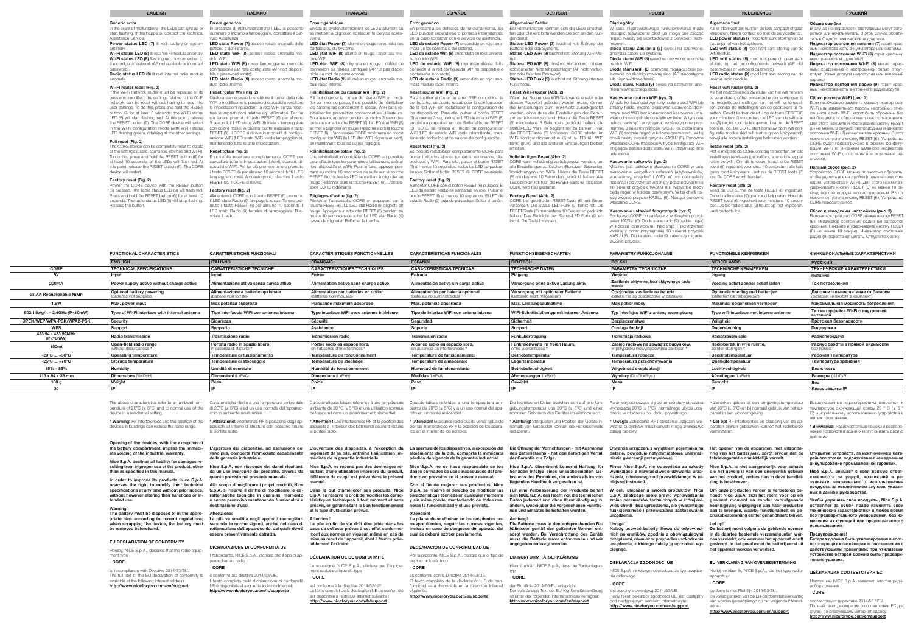## ENGLISH

**Generic error**
In the event of malfunctions, the LEDs can light up or start flashing. If this happens, contact the Technical Assistance Service.
**Power status LED (7)** lit red: battery or system anomaly.
**Wi-Fi status LED (8)** lit red: Wi-Fi module anomaly.
**Wi-Fi status LED (8)** flashing red: no connection to the configured network (AP not available or incorrect password).
**Radio status LED (9)** lit red: internal radio module anomaly.

**Wi-Fi router reset (Fig. 2)**
If the Wi-Fi network router must be replaced or its password modified, the settings relative to the Wi-Fi network can be reset without having to reset the user settings. To do this, press and hold the RESET button (6) for at least 3 seconds: the Wi-Fi status LED (8) will start flashing red. At this point, release the RESET button (6). The CORE device will remain in the Wi-Fi configuration mode (with Wi-Fi status LED flashing green), retaining all the other settings.

**Full reset (Fig. 2)**
The CORE device can be completely reset to delete all the settings (users, scenarios, devices and Wi-Fi). To do this, press and hold the RESET button (6) for at least 10 seconds: all the LEDs will flash red. At this point, release the RESET button (6). The CORE device will restart.

**Factory reset (Fig. 2)**
Power the CORE device with the RESET button (6) pressed. The radio status LED (9) will flash red. Press and hold the RESET button (6) for at least 10 seconds. The radio status LED (9) will stop flashing. Release the button.

## ITALIANO

**Errore generico**
In presenza di malfunzionamenti i LED si possono illuminare o iniziare a lampeggiare, contattare il Servizio Assistenza.
**LED stato Power (7)** acceso rosso: anomalia delle batterie o del sistema.
**LED stato WiFi (8)** acceso rosso: anomalia modulo WiFi.
**LED stato WiFi (8)** rosso lampeggiante: mancata connessione alla rete configurata (AP non disponibile o password errata).
**LED stato Radio (9)** acceso rosso: anomalia modulo radio interno.

**Reset router WiFi (fig. 2)**
Qualora sia necessario sostituire il router della rete WiFi o modificarne la password è possibile resettare le impostazioni riguardanti la rete WiFi senza resettare le impostazioni relative agli utilizzatori. Per far ciò tenere premuto il tasto RESET (6) per almeno 3 secondi, il LED stato WiFi (8) inizia a lampeggiare con colore rosso. A questo punto rilasciare il tasto RESET (6). Il CORE si riavvia in modalità di configurazione WiFi (LED stato WiFi verde lampeggiante), mantenendo tutte le altre impostazioni.

**Reset totale (fig. 2)**
È possibile resettare completamente CORE per cancellare tutte le impostazioni (utenti, scenari, dispositivi e WiFi). Per far ciò premere tenere premuto il tasto RESET (6) per almeno 10 secondi: tutti i LED lampeggiano rosso. A questo punto rilasciare il tasto RESET (6), il CORE si riavvia.

**Factory reset (fig. 2)**
Alimentare il CORE con il tasto RESET (6) premuto. Il LED stato Radio (9) lampeggia rosso. Tenere premuto il tasto RESET (6) per almeno 10 secondi. Il LED stato Radio (9) termina di lampeggiare. Rilasciare il tasto.

## FRANÇAIS

**Erreur générique**
En cas de dysfonctionnement les LED s'allument ou se mettent à clignoter, contacter le Service après-vente.
**LED état Power (7)** allumé en rouge : anomalie des batteries ou du système.
**LED état WiFi (8)** allumé en rouge : anomalie module WiFi.
**LED état WiFi (8)** clignote en rouge : défaut de connexion au réseau configuré (APPLI pas disponible ou mot de passe erroné).
**LED état Radio (9)** allumé en rouge : anomalie module radio interne.

**Réinitialisation du routeur WiFi (fig. 2)**
S'il faut changer le routeur du réseau WiFi ou modifier son mot de passe, il est possible de réinitialiser les paramètres concernant le réseau WiFi sans réinitialiser les paramètres concernant les utilisateurs. Pour le faire, appuyer pendant au moins 3 secondes de suite sur la touche RESET (6), la LED état WiFi (8) se met à clignoter en rouge. Relâcher alors la touche RESET (6). L'accessoire CORE redémarre en mode configuration WiFi (la LED état WiFi clignote en vert), en maintenant tous les autres réglages.

**Réinitialisation totale (fig. 2)**
Une réinitialisation complète de CORE est possible pour effacer tous les paramètres (utilisateurs, scénarios, dispositifs et WiFi). Pour le faire, appuyer pendant au moins 10 secondes de suite sur la touche RESET (6) : toutes les LED se mettent à clignoter en rouge. Relâcher alors la touche RESET (6). L'accessoire CORE redémarre.

**Réglages d'usine (fig. 2)**
Alimenter l'accessoire CORE en appuyant sur la touche RESET (6). La LED état Radio (9) clignote en rouge. Appuyer sur la touche RESET (6) pendant au moins 10 secondes de suite. La LED état Radio (9) cesse de clignoter. Relâcher la touche.

## ESPAÑOL

**Error genérico**
En presencia de defectos de funcionamiento, los LED pueden encenderse o ponerse intermitentes; en tal caso contactar con el servicio de asistencia.
**LED de estado Power (7)** encendido en rojo: anomalía de las baterías o del sistema.
**LED de estado Wifi (8)** encendido en rojo: anomalía módulo Wifi.
**LED de estado Wifi (8)** rojo intermitente: falta conexión a la red configurada (AP no disponible o contraseña incorrecta).
**LED de estado Radio (9)** encendido en rojo: anomalía módulo radio interno.

**Reset router Wifi (fig. 2)**
Para sustituir al router de la red WiFi o modificar la contraseña, se puede restablecer la configuración de la red WiFi sin restablecer la configuración de los dispositivos. Para ello, pulsar el botón RESET (6) al menos 3 segundos; el LED de estado WiFi (8) empieza a parpadear en rojo. Soltar el botón RESET (6). CORE se reinicia en modo de configuración WiFi (LED de estado WiFi verde intermitente), manteniendo todos los otros valores de configuración.

**Reset total (fig. 2)**
Es posible restablecer completamente CORE para borrar todos los ajustes (usuarios, escenarios, dispositivos y WiFi). Para ello, pulsar el botón RESET (6) al menos 10 segundos; todos los LED parpadean en rojo. Soltar el botón RESET (6). CORE se reinicia.

**Factory reset (fig. 2)**
Alimentar CORE con el botón RESET (6) pulsado. El LED de estado Radio (9) parpadea en rojo. Pulsar el botón RESET (6) al menos 10 segundos. El LED de estado Radio (9) deja de parpadear. Soltar el botón.

## DEUTSCH

**Allgemeiner Fehler**
Bei Fehlfunktionen könnten sich die LEDs einschalten oder blinken; bitte wenden Sie sich an den Kundendienst.
**Status-LED Power (7)** leuchtet rot: Störung der Batterie oder des Systems.
**Status-LED WiFi (8)** leuchtet rot: Störung WiFi-Modul.
**Status-LED WiFi (8)** blinkt rot: Verbindung mit dem konfigurierten Netz fehlgeschlagen (AP nicht verfügbar oder falsches Passwort).
**Status-LED Funk (9)** leuchtet rot: Störung internes Funkmodul.

**Reset WiFi-Router (Abb. 2)**
Wenn der Router des WiFi-Netzwerks ersetzt oder dessen Passwort geändert werden muss, können die Einstellungen zum WiFi-Netz zurückgesetzt werden, ohne dass die Einstellungen der Benutzer zurückzusetzen sind. Hierzu die Taste RESET (6) mindestens 3 Sekunden gedrückt halten; die Status-LED WiFi (8) beginnt rot zu blinken. Nun die RESET-Taste (6) loslassen. CORE startet im WiFi-Konfigurationsmodus (Status-LED für WiFi blinkt grün), und alle anderen Einstellungen bleiben erhalten.

**Vollständiges Reset (Abb. 2)**
CORE kann vollständig zurückgesetzt werden, um alle Einstellungen zu löschen (Benutzer, Szenarien, Vorrichtungen und WiFi). Hierzu die Taste RESET (6) mindestens 10 Sekunden gedrückt halten: Alle LEDs blinken rot. Nun die RESET-Taste (6) loslassen. CORE wird neu gestartet.

**Factory Reset (Abb. 2)**
CORE bei gedrückter RESET-Taste (6) mit Strom versorgen. Die Status-LED Funk (9) blinkt rot. Die RESET-Taste (6) mindestens 10 Sekunden gedrückt halten. Das Blinklicht der Status-LED Funk (9) erlischt. Die Taste loslassen.

## POLSKI

**Błąd ogólny**
W razie nieprawidłowego funkcjonowania może nastąpić zaświecenie diod lub mogą one zacząć migać. Należy się skontaktować z Serwisem Technicznym.
**Dioda stanu Zasilania (7)** świeci na czerwono: anomalia baterii lub systemu.
**Dioda stanu WiFi (8)** świeci na czerwono: anomalia modułu WiFi.
**Dioda stanu WiFi (8)** czerwona migająca: brak połączenia do skonfigurowanej sieci (AP niedostępna lub nieprawidłowe hasło).
**Dioda stanu Radio (9)** świeci na czerwono: anomalia wewnętrznego radia.

**Kasowanie routera WiFi (rys. 2)**
W razie konieczności wymiany routera sieci WiFi lub zmiany hasła, można skasować ustawienia dotyczące sieci WiFi bez konieczności kasowania ustawień odnoszących się do użytkowników. W tym celu należy nacisnąć i przytrzymać wciśnięty przez przynajmniej 3 sekundy przycisk KASUJ (6), dioda stanu WiFi (8) zacznie migać w kolorze czerwonym. W tym chwili należy zwolnić przycisk KASUJ (6). Ponowne włączenie CORE następuje w trybie konfiguracji WiFi (migająca, zielona dioda stanu WiFi), utrzymując inne ustawienia.

**Kasowanie całkowite (rys. 2)**
Możliwe jest całkowite skasowanie CORE w celu skasowania wszystkich ustawień (użytkowników, scenariuszy, urządzeń i WiFi). W tym celu należy nacisnąć i przytrzymać wciśnięty przez przynajmniej 10 sekund przycisk KASUJ (6): wszystkie diody będą migać w kolorze czerwonym. W tej chwili należy zwolnić przycisk KASUJ (6). Nastąpi ponowne włączenie CORE.

**Kasowanie ustawień fabrycznych (rys. 2)**
Podłączyć CORE do zasilania z wciśniętym przyciskiem KASUJ (6). Dioda stanu radia (9) będzie migać w kolorze czerwonym. Nacisnąć i przytrzymać wciśnięty przez przynajmniej 10 sekund przycisk KASUJ (6). Dioda stanu radia (9) zakończy miganie. Zwolnić przycisk.

## NEDERLANDS

**Algemene fout**
Als er storingen zijn kunnen de leds aangaan of gaan knipperen. Neem contact op met de servicedienst.
**LED power status (7)** rood licht aan: storing van de batterijen of van het systeem.
**LED wifi status (8)** rood licht aan: storing van de wifi module.
**LED wifi status (8)** rood knipperend: geen aansluiting op het geconfigureerde netwerk (AP niet beschikbaar of verkeerd password).
**LED radio status (9)** rood licht aan: storing van de interne radio module.

**Reset wifi router (afb. 2)**
Als het noodzakelijk is de router van het wifi netwerk te veranderen, of het password ervan te wijzigen, is het mogelijk de instellingen van het wifi net te resetten, zonder de instellingen van de gebruikers te resetten. Om dit te doen drukt u op de toets RESET (6) voor minstens 3 seconden, de LED van de wifi status (8) begint rood te knipperen. Laat nu de RESET toets (6) los. De CORE start opnieuw op in wifi configuratie modus (led wifi status groen knipperend), terwijl alle andere instellingen behouden worden.

**Totale reset (afb. 2)**
Het is mogelijk de CORE volledig te resetten om alle instellingen te wissen (gebruikers, scenario's, apparaten en wifi). Om dit te doen, houdt u de RESET toets (6) ingedrukt voor circa 10 seconden: alle leds gaan rood knipperen. Laat nu de RESET toets (6) los. De CORE wordt herstart.

**Factory reset (afb. 2)**
Voed de CORE met de toets RESET (6) ingedrukt. De led radio status (9) gaat rood knipperen. Houd de RESET toets (6) ingedrukt voor minstens 10 seconden. De led radio status (9) houdt op met knipperen. Laat de toets los.

## РУССКИЙ

**Общие ошибки**
В случае неисправности светодиоды могут загореться или начать мигать. В этом случае обратитесь в Службу технической поддержки.
**Индикатор состояния питания (7)** горит красным: неисправность аккумулятора или системы.
**Индикатор состояния Wi-Fi (8)** горит красным: неисправность модуля Wi-Fi.
**Индикатор состояния Wi-Fi (8)** мигает красным: соединение с настроенной сетью отсутствует (точка доступа недоступна или неверный пароль).
**Индикатор состояния радио (9)** горит красным: неисправность внутреннего радиомодуля.

**Сброс роутера Wi-Fi (рис. 2)**
Если необходимо заменить маршрутизатор сети Wi-Fi или изменить его пароль, настройки, относящиеся к сети Wi-Fi, могут быть сброшены без необходимости сброса настроек пользователя. Для этого нажмите и удерживайте кнопку RESET (6) не менее 3 секунд: светодиодный индикатор состояния Wi-Fi (8) начнет мигать красным. В этот момент отпустите кнопку RESET (6). Устройство CORE будет перезагружено в режиме конфигурации Wi-Fi (с миганием зеленого индикатора состояния Wi-Fi), сохранив все остальные настройки.

**Полный сброс (рис. 2)**
Устройство CORE можно полностью сбросить, чтобы удалить все настройки (пользователи, сценарии, устройства и Wi-Fi). Для этого нажмите и удерживайте кнопку RESET (6) не менее 10 секунд: все светодиоды загорятся красным. В этот момент отпустите кнопку RESET (6). Устройство CORE перезагрузится.

**Сброс к заводским настройкам (рис. 2)**
Включите устройство CORE, нажав кнопку RESET (6). Индикатор состояния радио (9) загорится красным. Нажмите и удерживайте кнопку RESET (6) не менее 10 секунд. Индикатор состояния радио (9) перестанет мигать. Отпустите кнопку.

| | FUNCTIONAL CHARACTERISTICS | CARATTERISTICHE FUNZIONALI | CARACTÉRISTIQUES FONCTIONNELLES | CARACTERÍSTICAS FUNCIONALES | FUNKTIONSEIGENSCHAFTEN | PARAMETRY FUNKCJONALNE | FUNCTIONELE KENMERKEN | ФУНКЦИОНАЛЬНЫЕ ХАРАКТЕРИСТИКИ |
|---|---|---|---|---|---|---|---|---|
| | ENGLISH | ITALIANO | FRANÇAIS | ESPAÑOL | DEUTSCH | POLSKI | NEDERLANDS | РУССКИЙ |
| CORE | TECHNICAL SPECIFICATIONS | CARATTERISTICHE TECNICHE | CARACTÉRISTIQUES TECHNIQUES | CARACTERÍSTICAS TÉCNICAS | TECHNISCHE DATEN | PARAMETRY TECHNICZNE | TECHNISCHE KENMERKEN | ТЕХНИЧЕСКИЕ ХАРАКТЕРИСТИКИ |
| 5V | Input | Input | Entrée | Entrada | Eingang | Wejście | Ingang | Питание |
| 200mA | Power supply active without charge active | Alimentazione attiva senza carica attiva | Alimentation active sans charge active | Alimentación activa sin carga activa | Versorgung ohne aktive Ladung aktiv | Zasilanie aktywne, bez aktywnego ładowania | Voeding actief zonder actief laden | Ток потребления |
| 2x AA Rechargeable NiMh | Optional battery powering (batteries not supplied) | Alimentazione a batterie opzionale (batterie non fornite) | Alimentation par batteries en option (batteries non incluses) | Alimentación por batería opcional (baterías no suministradas) | Versorgung mit optionaler Batterie (Batterien nicht mitgeliefert) | Opcjonalne zasilanie na baterie (baterie nie są dostarczone w zestawie) | Optionele voeding met batterijen (batterijen niet inbegrepen) | Дополнительное питание от батареи (батареи не входят в комплект) |
| 1.5W | Max. power input | Max potenza assorbita | Puissance maximum absorbée | Máx. potencia absorbida | Max. Leistungsaufnahme | Max pobór mocy | Maximaal opgenomen vermogen | Максимальная мощность потребления |
| 802.11b/g/n – 2.4GHz (P<10mW) | Type of Wi-Fi interface with internal antenna | Tipo interfaccia WiFi con antenna interna | Type interface WiFi avec antenne intérieure | Tipo de interfaz WiFi con antena interna | WiFi-Schnittstellentyp mit interner Antenne | Typ interfejsu WiFi z anteną wewnętrzną | Type wifi-interface met interne antenne | Тип интерфейса Wi-Fi с внутренней антенной |
| OPEN/WEP/WPA-PSK/WPA2-PSK | Security | Sicurezza | Sécurité | Seguridad | Sicherheit | Bezpieczeństwo | Veiligheid | Протокол безопасности |
| WPS | Support | Supporto | Assistance | Soporte | Support | Obsługa funkcji | Ondersteuning | Поддержка |
| 433.54 - 433.92MHz (P<10mW) | Radio transmission | Trasmissione radio | Transmission radio | Transmisión radio | Funkübertragung | Transmisja radiowa | Radiotransmissie | Радиопередача |
| 150mt | Open-field radio range (without disturbances *) | Portata radio in spazio libero, (in assenza di disturbi *) | Portée radio en espace libre, (en l'absence d'interférences *) | Alcance radio en espacio libre, (en ausencia de interferencias *) | Funkreichweite im freien Raum, (ohne Störeinflüsse *) | Zasięg radiowy na zewnątrz budynków, (w przypadku niewystępowania zakłóceń *) | Radiobereik in vrije ruimte, (zonder storingen *) | Радиус работы в прямой видимости (без помех *) |
| -20°C ... +50°C | Operating temperature | Temperatura di funzionamento | Température de fonctionnement | Temperatura de funcionamiento | Betriebstemperatur | Temperatura pracy | Bedrijfstemperatuur | Рабочая Температура |
| -25°C ... +70°C | Storage temperature | Temperatura di stoccaggio | Température de stockage | Temperatura de almacenaje | Lagertemperatur | Temperatura przechowywania | Opslagtemperatuur | Температура хранения |
| 15% ÷ 85% | Humidity | Umidità di esercizio | Humidité de fonctionnement | Humedad de funcionamiento | Betriebsfeuchtigkeit | Wilgotność eksploatacji | Luchtvochtigheid | Влажность |
| 113 x 64 x 33 mm | Dimensions (WxDxH) | Dimensioni (LxPxA) | Dimensions (LxPxH) | Medidas (LxPxA) | Abmessungen (LxBxH) | Wymiary (DLxSZxWys.) | Afmetingen (LxBxH) | Размеры (ШxГxВ) |
| 100 g | Weight | Peso | Poids | Peso | Gewicht | Masa | Gewicht | Вес |
| 30 | IP | IP | IP | IP | IP | IP | IP | Класс защиты IP |

## ENGLISH

The above characteristics refer to an ambient temperature of 20°C (± 5°C) and to normal use of the device in a residential setting.

* **Warning!** RF interferences and the position of the devices in buildings can reduce the radio range.

**Opening of the devices, with the exception of the battery compartment, implies the immediate voiding of the industrial warranty.**

**Nice S.p.A. declines all liability for damages resulting from improper use of the product, other than as specified in this manual.**

**In order to improve its products, Nice S.p.A. reserves the right to modify their technical specifications at any time without prior notice, without however altering their functions or intended use.**

**Warning!**
**The battery must be disposed of in the appropriate bins according to current regulations; when scrapping the device, the battery must be removed beforehand.**

**EU DECLARATION OF CONFORMITY**
Hereby, NICE S.p.A., declares that the radio equipment type
- **CORE**

is in compliance with Directive 2014/53/EU.
The full text of the EU declaration of conformity is available at the following internet address:
**http://www.niceforyou.com/en/support**

## ITALIANO

Caratteristiche riferite a una temperatura ambientale di 20°C (± 5°C) e ad un uso normale dell'apparecchio in ambiente residenziale.

* **Attenzione!** Interferenze RF e posizione degli apparecchi all'interno di strutture edili possono ridurre la portata radio.

**L'apertura dei dispositivi, ad esclusione del vano pila, comporta l'immediato decadimento della garanzia industriale.**

**Nice S.p.A. non risponde dei danni risultanti da un uso improprio del prodotto, diverso da quanto previsto nel presente manuale.**

**Allo scopo di migliorare i propri prodotti, Nice S.p.A. si riserva il diritto di modificare le caratteristiche tecniche in qualsiasi momento e senza preavviso mantenendo funzionalità e destinazione d'uso.**

**Attenzione!**
**La pila va smaltita negli appositi raccoglitori secondo le norme vigenti, anche nel caso di rottamazione dell'apparecchio, dal quale dovrà essere preventivamente estratta.**

**DICHIARAZIONE DI CONFORMITÀ UE**
Il fabbricante, NICE S.p.A., dichiara che il tipo di apparecchiatura radio
- **CORE**

è conforme alla direttiva 2014/53/UE.
Il testo completo della dichiarazione di conformità UE è disponibile al seguente indirizzo Internet:
**http://www.niceforyou.com/it/supporto**

## FRANÇAIS

Caractéristiques faisant référence à une température ambiante de 20°C (± 5°C) et à une utilisation normale de l'appareil dans un environnement résidentiel.

* **Attention !** Les interférences RF et la position des appareils à l'intérieur des bâtiments peuvent réduire la portée radio.

**L'ouverture des dispositifs, à l'exception du logement de la pile, entraîne l'annulation immédiate de la garantie industrielle.**

**Nice S.p.A. ne répond pas des dommages résultant d'une utilisation impropre du produit, différente de ce qui est prévu dans le présent manuel.**

**Dans le but d'améliorer ses produits, Nice S.p.A. se réserve le droit de modifier les caractéristiques techniques à tout moment et sans préavis, en garantissant le bon fonctionnement et le type d'utilisation prévus.**

**Attention !**
**La pile en fin de vie doit être jetée dans les bacs de collecte prévus à cet effet conformément aux normes en vigueur, même en cas de mise au rebut de l'appareil, dont il faudra préalablement l'extraire.**

**DÉCLARATION UE DE CONFORMITÉ**
Le soussigné, NICE S.p.A., déclare que l'équipement radioélectrique du type
- **CORE**

est conforme à la directive 2014/53/UE.
Le texte complet de la déclaration UE de conformité est disponible à l'adresse internet suivante :
**http://www.niceforyou.com/fr/support**

## ESPAÑOL

Características referidas a una temperatura ambiente de 20°C (± 5°C) y a un uso normal del aparato en ambiente residencial.

* **¡Atención!** El alcance radio puede verse reducido por las interferencias RF y la posición de los aparatos en el interior de los edificios.

**La apertura de los dispositivos, a excepción del alojamiento de la pila, comporta la inmediata pérdida de vigencia de la garantía industrial.**

**Nice S.p.A. no se hace responsable de los daños derivados de usos inadecuados del producto no previstos en el presente manual.**

**Con el fin de mejorar sus productos, Nice S.p.A. se reserva el derecho de modificar las características técnicas en cualquier momento y sin aviso previo, manteniendo de todas maneras la funcionalidad y el uso previsto.**

**¡Atención!**
**La pila se debe eliminar en los recipientes correspondientes, según las normas vigentes, incluso en caso de desguace del aparato, del cual se deberá extraer previamente.**

**DECLARACIÓN DE CONFORMIDAD UE**
Por la presente, NICE S.p.A., declara que el tipo de equipo radioeléctrico
- **CORE**

es conforme con la Directiva 2014/53/UE.
El texto completo de la declaración UE de conformidad está disponible en la dirección Internet siguiente:
**http://www.niceforyou.com/es/soporte**

## DEUTSCH

Die technischen Daten beziehen sich auf eine Umgebungstemperatur von 20°C (± 5°C) und einen normalen Gebrauch des Geräts im Wohnbereich.

* **Achtung!** Störquellen und Position der Geräte innerhalb von Gebäuden können die Funkreichweite reduzieren.

**Die Öffnung der Vorrichtungen - mit Ausnahme des Batteriefachs - hat den sofortigen Verfall der Garantie zur Folge.**

**Nice S.p.A. übernimmt keinerlei Haftung für Schäden infolge eines unsachgemäßen Gebrauchs des Produktes, der anders als im vorliegenden Handbuch vorgesehen ist.**

**Für eine Verbesserung der Produkte behält sich NICE S.p.A. das Recht vor, die technischen Daten jederzeit und ohne Vorankündigung zu ändern, wobei aber die vorgesehenen Funktionen und Einsätze beibehalten werden.**

**Achtung!**
**Die Batterie muss in den entsprechenden Behältnissen gemäß den geltenden Normen entsorgt werden. Bei Verschrottung des Geräts muss die Batterie zuvor entnommen und wie angegeben entsorgt werden.**

**EU-KONFORMITÄTSERKLÄRUNG**
Hiermit erklärt, NICE S.p.A., dass der Funkanlagentyp
- **CORE**

der Richtlinie 2014/53/EU entspricht.
Der vollständige Text der EU-Konformitätserklärung ist unter der folgenden Internetadresse verfügbar:
**http://www.niceforyou.com/en/support**

## POLSKI

Parametry odnoszące się do temperatury otoczenia wynoszącej 20°C (± 5°C) i normalnego użycia urządzenia w otoczeniu do użytku prywatnego.

* **Uwaga!** Zakłócenia RF i położenie urządzeń wewnątrz budynków mieszkalnych mogą zmniejszyć zasięg radiowy.

**Otwarcie urządzeń, z wyjątkiem pojemnika na baterie, powoduje natychmiastowe unieważnienie gwarancji przemysłowej.**

**Firma Nice S.p.A. nie odpowiada za szkody wynikające z niewłaściwego używania urządzenia, odmiennego od przewidzianego w niniejszej instrukcji.**

**W celu ulepszenia swoich produktów, Nice S.p.A. zastrzega sobie prawo wprowadzania zmian parametrów technicznych w którymkolwiek chwili i bez uprzedzenia, ale gwarantując funkcjonalność i przewidziane zastosowanie urządzenia.**

**Uwaga!**
**Należy usuwać baterię litową do odpowiednich pojemników, zgodnie z obowiązującymi przepisami, również w przypadku uszkodzenia urządzenia, z którego należy ją uprzednio wyciągnąć.**

**DEKLARACJA ZGODNOŚCI UE**
NICE S.p.A. niniejszym oświadcza, że typ urządzenia radiowego
- **CORE**

jest zgodny z dyrektywą 2014/53/UE.
Pełny tekst deklaracji zgodności UE jest dostępny pod następującym adresem internetowym:
**http://www.niceforyou.com/en/support**

## NEDERLANDS

Kenmerken gelden bij een omgevingstemperatuur van 20°C (± 5°C) en bij normaal gebruik van het apparaat in een woonomgeving.

* **Let op!** RF-interferenties en plaatsing van de apparaten binnen gebouwen kunnen het radiobereik verminderen.

**Het openen van de apparaten, met uitzondering van het batterijvak, zorgt ervoor dat de fabrieksgarantie onmiddellijk vervalt.**

**Nice S.p.A. is niet aansprakelijk voor schade die het gevolg is van een oneigenlijk gebruik van het product, anders dan in deze handleiding is beschreven.**

**Om onze producten verder te verbeteren behoudt Nice S.p.A. zich het recht voor op elk gewenst moment en zonder voorafgaande kennisgeving wijzigingen aan haar producten aan te brengen, met behoud van functies en gebruiksbestemming echter gehandhaafd blijven.**

**Let op!**
**De batterij moet volgens de geldende normen in de daartoe bestemde verzamelpunten worden verwerkt, ook wanneer het apparaat wordt gesloopt. In dat geval moet de batterij eerst uit het apparaat worden verwijderd.**

**EU-VERKLARING VAN OVEREENSTEMMING**
Hierbij verklaar ik, NICE S.p.A., dat het type radioapparatuur
- **CORE**

conform is met Richtlijn 2014/53/EU.
De volledige tekst van de EU-conformiteitsverklaring kan worden geraadpleegd op het volgende internetadres:
**http://www.niceforyou.com/en/support**

## РУССКИЙ

Вышеуказанные характеристики относятся к температуре окружающей среды 20 °C (± 5 °C) и нормальному использованию устройства в жилых помещениях.

* **Внимание!** Радиочастотные помехи и расположение устройств в зданиях могут снизить радиус действия.

**Открытие устройств, за исключением батарейного отсека, подразумевает немедленное аннулирование промышленной гарантии.**

**Nice S.p.A. снимает с себя всякую ответственность за ущерб, возникший в результате неправильного использования продукта, за исключением случаев, указанных в данном руководстве.**

**Чтобы улучшить свои продукты, Nice S.p.A. оставляет за собой право изменять свои технические характеристики в любое время без предварительного уведомления, без изменения их функций или предполагаемого использования.**

**Предупреждение!**
**Батарея должна быть утилизирована в соответствующих контейнерах в соответствии с действующими правилами; при утилизации устройства батарея должна быть предварительно удалена.**

**ДЕКЛАРАЦИЯ СООТВЕТСТВИЯ ЕС**
Настоящим NICE S.p.A. заявляет, что тип радиооборудования
- **CORE**

соответствует директиве 2014/53 / EU.
Полный текст декларации о соответствии ЕС доступен по следующему интернет-адресу:
**http://www.niceforyou.com/en/support**